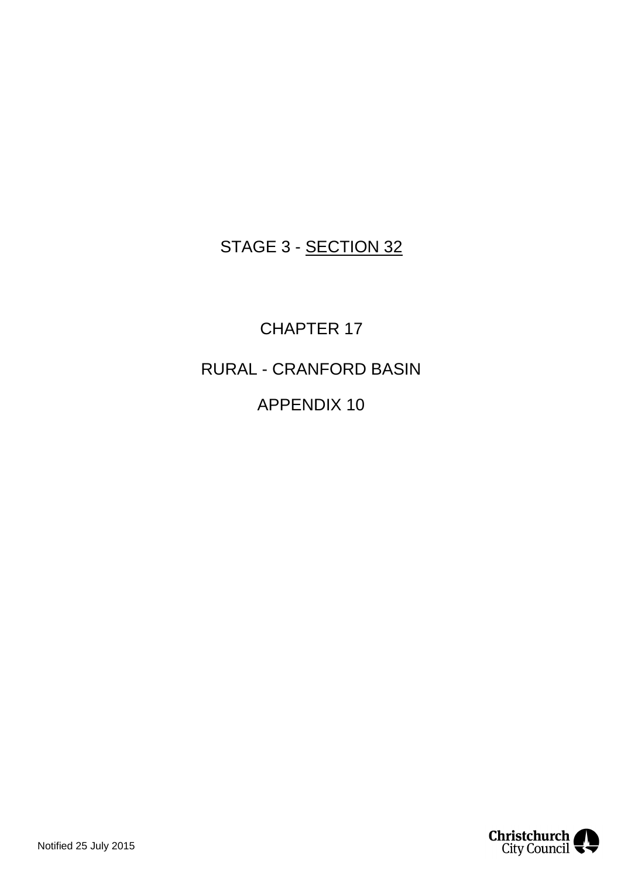STAGE 3 - <u>SECTION 32</u>

CHAPTER 17

RURAL - CRANFORD BASIN

APPENDIX 10

Notified 25 July 2015

Christchurch City Council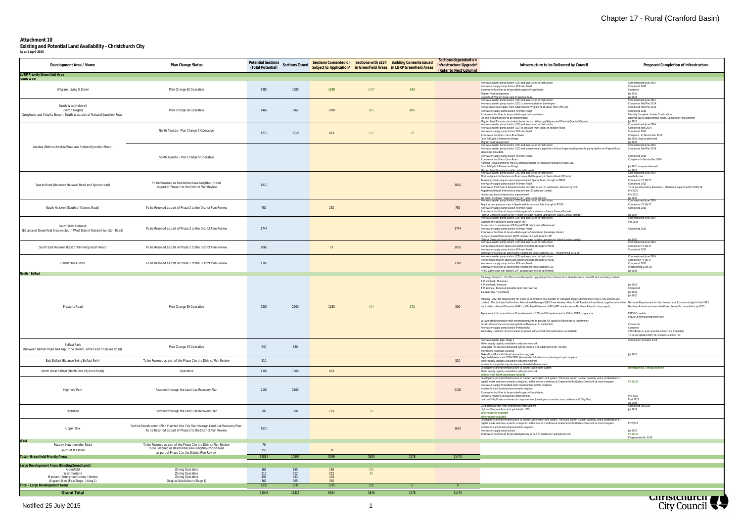**Attachment 10**
**Existing and Potential Land Availability - Christchurch City**
**As at 1 April 2015**

| Development Area / Name | Plan Change Status | Potential Sections (Total Potential) | Sections Zoned | Sections Consented or Subject to Application* | Sections with s224 in Greenfield Areas | Building Consents issued in LURP Greenfield Areas | Sections dependent on Infrastructure Upgrade* (Refer to Next Column) | Infrastructure to be Delivered by Council | Proposed Completion of Infrastructure |
|---|---|---|---|---|---|---|---|---|---|
| **LURP Priority Greenfield Area** | | | | | | | | | |
| **South West** | | | | | | | | | |
| Wigram (Living G Zone) | Plan Change 62 Operative | 1380 | 1380 | 1380 | 1167 | 463 | | New wastewater pump station (105) and associated infrastructure<br>New water supply pump station (Wilmers Road)<br>Stormwater facilities to be provided as part of subdivision<br>Wigram Road realignment<br>Upgrade of Wigram Road, east of Awatea Road | Commissioned June 2014<br>Completed 2013<br>Complete<br>Jul 2015<br>Jul 2016 |
| South West Halswell (Fulton Hogan) (Longhurst and Knights Stream, South West side of Halswell Junction Road) | Plan Change 60 Operative | 1462 | 1462 | 1099 | 802 | 405 | | New wastewater pump station (105) and associated infrastructure<br>New wastewater pump station (115) to serve subdivision (developer)<br>New pressure main (pipe) from subdivision to Wigram Road sewer main (PM115)<br>New water supply pump station (Wilmers Road)<br>Stormwater facilities to be provided as part of subdivision<br>Off-site wetland facility to be implemented<br>Wigram Road Extension (includes intersections of Whincops/Wigram and Marshs/Quaifes/Wigram) | Commissioned June 2014<br>Completed Feb/Mar 2014<br>Completed Feb/Mar 2014<br>Completed 2013<br>Partially Complete - Under Construction<br>Delayed due to geotechnical issues. Completion next summer<br>Jul 2015 |
| Awatea (Behind Awatea Road and Halswell Junction Road) | North Awatea - Plan Change 5 Operative | 1210 | 1210 | 413 | 211 | 38 | | New wastewater pump station (105) and associated infrastructure<br>New wastewater pump station (123) to pressure main (pipe) on Wigram Road<br>New water supply pump station (Wilmers Road)<br>Stormwater facilities - Carrs Road Basin<br>Carrs Rd Cycle & Pedestrian Bridge<br>Wigram Road realignment | Commissioned June 2014<br>Completed Sept 2014<br>Completed 2013<br>Complete - In Service Dec 2014<br>Jul 2015 (may be deferred)<br>Jul 2015 |
| | South Awatea - Plan Change 5 Operative | | | | | | | New wastewater pump station (105) and associated infrastructure<br>New wastewater pump station (115) and pressure main (pipe) from Fulton Hogan development to pump station on Wigram Road (developer provided).<br>New water supply pump station (Wilmers Road).<br>Stormwater facilities - Carrs Road<br>Planning - Development of the 810 sections subject to relocation/closure of Kart Club.<br>Carrs Rd Cycle & Pedestrian Bridge<br>Wigram Road Upgrade (possible reduced budget) | Commissioned June 2014<br>Completed Feb/Mar 2014<br><br>Completed 2013<br>Complete - In Service Dec 2014<br><br>Jul 2015 (may be deferred)<br>Jul 2016 |
| Sparks Road (Between Halswell Road and Sparks road) | To be Rezoned as Residential New Neighbourhood as part of Phase 1 to the District Plan Review | 1810 | | | | | 1810 | New wastewater pump station (105) and associated infrastructure<br>Blocks adjacent to Hendersons Road can outfall to gravity in Sparks Road (200 lots)<br>Remaining blocks require new pressure main in Sparks Road, through to PS105<br>New water supply pump station (Wilmers Road)<br>Stormwater First Flush & Detention to be provided as part of subdivision, Wetland by CCC<br>Augustine/Halswell Intersection Improvement (Developer funded)<br>Henderson/Sparks intersection improvement<br>SW Major Cycleway "Quarryman's Trail" (associated project) | Commissioned June 2014<br>Available now<br>Completion FY 16/17<br>Completed 2013<br>To be constructed by developer - Wetland programmed for 2016-19<br>Pre 2020<br>Pre 2020<br>Jul 2016 |
| South Halswell (South of Glovers Road) | To be Rezoned as part of Phase 2 to the District Plan Review | 780 | | 252 | | | 780 | New wastewater pump station (105) and associated infrastructure<br>Requires new pressure main in Sparks and Sutherlands Rds, through to PS105<br>New water supply pump station (Wilmers Road)<br>Stormwater facilities to be provided as part of subdivision - Greens Stream/Oakvale<br>"Selwyn District to South West" Project (includes roading upgrades for Sabyo/Candys corridor) | Commissioned June 2014<br>Completion FY 16/17<br>Completed 2013<br><br>Jul 2024 |
| South West Halswell (Balance of Greenfield Area on South West Side of Halswell Junction Road) | To be Rezoned as part of Phase 2 to the District Plan Review | 1744 | | | | | 1744 | New wastewater pump station (105) and associated infrastructure<br>Upgrade of wastewater pump station (60)<br>Connections to wastewater PS 60 and PS 61 catchments (Developer)<br>New water supply pump station (Wilmers Road)<br>Stormwater facilities to be provided as part of subdivision (developer driven)<br>Candys/Halswell Intersection (NZTA intersection, not listed in LTP)<br>"Selwyn District to South West" Project (includes roading upgrades for Sabyo/Candys corridor) | Commissioned June 2014<br>Feb 2015<br><br>Completed 2013<br><br><br>Jul 2019 |
| South East Halswell (East of Kennedys Bush Road) | To be Rezoned as part of Phase 2 to the District Plan Review | 1060 | | 27 | | | 1033 | New wastewater pump station (105) and associated infrastructure<br>New pressure main in Sparks and Sutherlands Rds, through to PS105<br>New water supply pump station (Wilmers Road)<br>Stormwater facilities at Sutherlands Road to be constructed by CCC - Programmed 2016-20 | Commissioned June 2014<br>Completion FY 16/17<br>Completed 2013 |
| Hendersons Basin | To be Rezoned as part of Phase 2 to the District Plan Review | 1383 | | | | | 1383 | New wastewater pump station (105) and associated infrastructure<br>New pressure main in Sparks and Sutherlands Rds, through to PS105<br>New water supply pump station (Wilmers Road)<br>Stormwater facilities at Sutherlands Road to be constructed by CCC<br>Milns/Sutherlands (not listed in LTP, possible work to be confirmed) | Commissioned June 2014<br>Completion FY 16/17<br>Completed 2013<br>Programmed 2016-20<br>Jul 2025 |
| **North / Belfast** | | | | | | | | | |
| Prestons Road | Plan Change 30 Operative | 2200 | 2200 | 1283 | 424 | 272 | 500 | Planning / transport - City Plan currently requires upgrading of four intersections ahead of more than 400 sections being created.<br>1. Marshland / Mairehau<br>2. Marshland / Prestons<br>3. Mairehau / Burwood (possible deferral of works)<br>4. Lower Styx / Marshland<br><br>Planning - City Plan requirement for works to commence on a number of transport projects before more than 1,700 sections are created. This includes the Northern Arterial and 4laning of QEII Drive between Main North Road and Innes Road, together with either the Northern Arterial Extension (NAE) or Hills Road Extension (HRE) (HRE now known as Northern Arterial Links project)<br><br>Replacement of pump stations 63 (replacement is 128) and 36 (replacement is 136) in SCIRT programme.<br><br>Vacuum station pressure main extension required to provide full capacity (Developer to implement)<br>Construction of vacuum pumping station (Developer to implement)<br>New water supply pump station (Prestons Rd)<br>Secondary treatment of stormwater proposed in Clare Park (Reclassification completed) | <br><br>Jul 2015<br>Completed<br>Jul 2018<br>Jul 2015<br><br>Notice of Requirement for Northern Arterial Extension lodged in late 2013. Northern Arterial and associated links planned for completion by 2023.<br><br><br>PS136 Complete<br>PS128 Commissioning under way<br><br>Connected<br>Complete<br>2015 (Bores in, and could be utilised now if needed)<br>To be completed 2015-16. Consents applied for. |
| Belfast Park (Between Belfast Road and Kaputone Stream, either side of Blakes Road) | Plan Change 43 Operative | 640 | 640 | | | | | New wastewater pipe - Stage 1<br>Water supply capacity available in adjacent network<br>Underpass for access walking and cycling condition of subdivision over 700 lots.<br>Thompsons Road Rail Crossing<br>Blakes Road/Radcliffe Road intersection upgrade | Completion end April 2015<br><br><br><br>Jul 2016 |
| East Belfast (Balance Being Belfast Park) | To be Rezoned as part of the Phase 2 to the District Plan Review | 510 | | | | | 510 | Expected development 2024-2026, Wastewater infrastructure planning not yet complete<br>Water supply capacity available in adjacent network<br>Intersection upgrades may be required ahead of development | |
| North West Belfast (North Side of Johns Road) | Operative | 1300 | 1300 | 403 | | | | Developer to provide infrastructure to connect with trunk system<br>Water supply capacity available in adjacent network<br>Belfast/Main North (developer funded) | Developer led, Timing unknown |
| Highfield Park | Rezoned through the Land Use Recovery Plan | 2100 | 2100 | | | | 2100 | Developer to provide infrastructure to connect with main trunk system. The trunk system is under capacity, and a combination of capital works and new consents is required. In the interim overflows at Grassmere into Dudley Creek will be more frequent<br>New water supply PS needed when development is 80% complete<br>Intersection and roading improvements required<br>Stormwater facilities to be provided as part of subdivision.<br>Grimseys/Prestons intersection improvement<br>Hawkins/Hills/Prestons intersection improvement (developer to monitor in accordance with City Plan) | FY 22/23<br><br><br><br>Pre 2020<br>Post 2022<br>Jul 2026 |
| Highstd | Rezoned through the Land Use Recovery Plan | 300 | 300 | 203 | 29 | | | Gardiners/Sawyers Arms intersection improvement<br>Highsted/Sawyers Arms (not yet listed in LTP)<br>Sewer capacity available<br>Water supply available | Completed Jun 2014<br>Jul 2019 |
| Upper Styx | Outline Development Plan inserted into City Plan through Land Use Recovery Plan. To be Rezoned as part of Phase 2 to the District Plan Review | 1610 | | | | | 1610 | Developer to provide infrastructure to connect with main trunk system. The trunk system is under capacity, and a combination of capital works and new consents is required. In the interim overflows at Grassmere into Dudley Creek will be more frequent .<br>Intersection and roading improvements required<br>New water supply pump station<br>Stormwater facilities to be provided partially as part of subdivision, partially by CCC | FY 20/21<br><br>Jul 2017<br>FY 16/17<br>Programmed for 2016 |
| **West** | | | | | | | | | |
| Russley, Hawthornden Road | To be Rezoned as part of the Phase 2 to the District Plan Review | 70 | | | | | | | |
| South of Masham | To be Rezoned as Residential New Neighbourhood zone as part of Phase 1 to the District Plan Review | 255 | | 39 | | | | | |
| **Total - Greenfield Priority Areas** | | 19814 | 10592 | 5099 | 2633 | 1178 | 11470 | | |
| **Large Development Areas (Existing Zoned Land)** | | | | | | | | | |
| Aidenfield | Zoning Operative | 165 | 165 | 165 | 165 | | | | |
| Westmorland | Zoning Operative | 212 | 212 | 212 | 50 | | | | |
| Masham (Enterprise Homes / Noble) | Zoning Operative | 493 | 493 | 493 | | | | | |
| Wigram Skies (First Stage - Living 1) | Original Subdivision (Stage 1) | 365 | 365 | 365 | | | | | |
| **Total - Large Development Areas** | | 1235 | 1235 | 1235 | 215 | 0 | 0 | | |
| **Grand Total** | | 21049 | 11827 | 6334 | 2848 | 1178 | 11470 | | |

Notified 25 July 2015